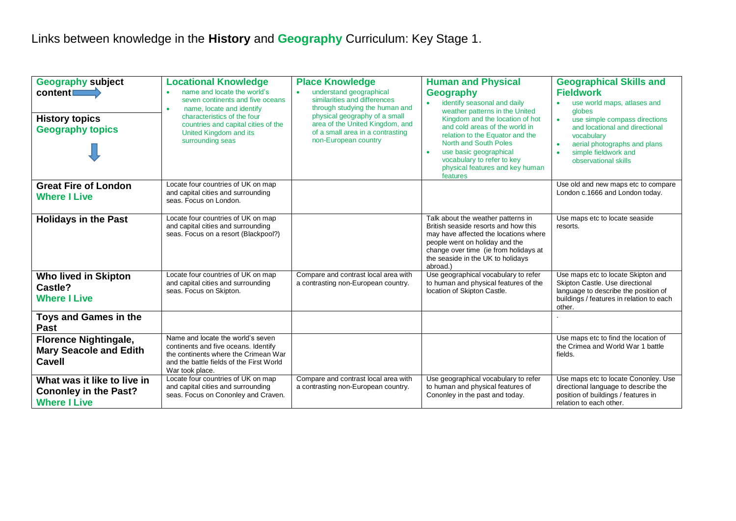# Links between knowledge in the **History** and **Geography** Curriculum: Key Stage 1.

| **Geography subject content** → <br><br> **History topics** <br> **Geography topics** ↓ | **Locational Knowledge** <br>• name and locate the world's seven continents and five oceans <br>• name, locate and identify characteristics of the four countries and capital cities of the United Kingdom and its surrounding seas | **Place Knowledge** <br>• understand geographical similarities and differences through studying the human and physical geography of a small area of the United Kingdom, and of a small area in a contrasting non-European country | **Human and Physical Geography** <br>• identify seasonal and daily weather patterns in the United Kingdom and the location of hot and cold areas of the world in relation to the Equator and the North and South Poles <br>• use basic geographical vocabulary to refer to key physical features and key human features | **Geographical Skills and Fieldwork** <br>• use world maps, atlases and globes <br>• use simple compass directions and locational and directional vocabulary <br>• aerial photographs and plans <br>• simple fieldwork and observational skills |
|---|---|---|---|---|
| **Great Fire of London** <br> **Where I Live** | Locate four countries of UK on map and capital cities and surrounding seas. Focus on London. | | | Use old and new maps etc to compare London c.1666 and London today. |
| **Holidays in the Past** | Locate four countries of UK on map and capital cities and surrounding seas. Focus on a resort (Blackpool?) | | Talk about the weather patterns in British seaside resorts and how this may have affected the locations where people went on holiday and the change over time (ie from holidays at the seaside in the UK to holidays abroad.) | Use maps etc to locate seaside resorts. |
| **Who lived in Skipton Castle?** <br> **Where I Live** | Locate four countries of UK on map and capital cities and surrounding seas. Focus on Skipton. | Compare and contrast local area with a contrasting non-European country. | Use geographical vocabulary to refer to human and physical features of the location of Skipton Castle. | Use maps etc to locate Skipton and Skipton Castle. Use directional language to describe the position of buildings / features in relation to each other. |
| **Toys and Games in the Past** | | | | . |
| **Florence Nightingale, Mary Seacole and Edith Cavell** | Name and locate the world's seven continents and five oceans. Identify the continents where the Crimean War and the battle fields of the First World War took place. | | | Use maps etc to find the location of the Crimea and World War 1 battle fields. |
| **What was it like to live in Cononley in the Past?** <br> **Where I Live** | Locate four countries of UK on map and capital cities and surrounding seas. Focus on Cononley and Craven. | Compare and contrast local area with a contrasting non-European country. | Use geographical vocabulary to refer to human and physical features of Cononley in the past and today. | Use maps etc to locate Cononley. Use directional language to describe the position of buildings / features in relation to each other. |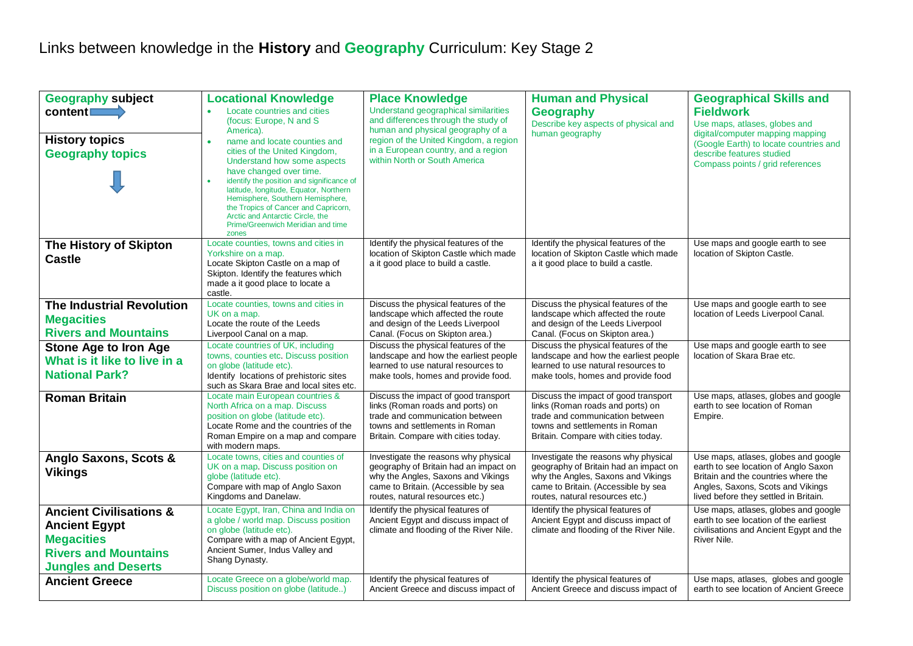# Links between knowledge in the **History** and **Geography** Curriculum: Key Stage 2

| **Geography subject content** → <br><br> **History topics** <br> **Geography topics** ↓ | **Locational Knowledge** <br>• Locate countries and cities (focus: Europe, N and S America). <br>• name and locate counties and cities of the United Kingdom, Understand how some aspects have changed over time. <br>• identify the position and significance of latitude, longitude, Equator, Northern Hemisphere, Southern Hemisphere, the Tropics of Cancer and Capricorn, Arctic and Antarctic Circle, the Prime/Greenwich Meridian and time zones | **Place Knowledge** <br>Understand geographical similarities and differences through the study of human and physical geography of a region of the United Kingdom, a region in a European country, and a region within North or South America | **Human and Physical Geography** <br>Describe key aspects of physical and human geography | **Geographical Skills and Fieldwork** <br>Use maps, atlases, globes and digital/computer mapping mapping (Google Earth) to locate countries and describe features studied <br>Compass points / grid references |
|---|---|---|---|---|
| **The History of Skipton Castle** | Locate counties, towns and cities in Yorkshire on a map. <br>Locate Skipton Castle on a map of Skipton. Identify the features which made a it good place to locate a castle. | Identify the physical features of the location of Skipton Castle which made a it good place to build a castle. | Identify the physical features of the location of Skipton Castle which made a it good place to build a castle. | Use maps and google earth to see location of Skipton Castle. |
| **The Industrial Revolution** <br>**Megacities** <br>**Rivers and Mountains** | Locate counties, towns and cities in UK on a map. <br>Locate the route of the Leeds Liverpool Canal on a map. | Discuss the physical features of the landscape which affected the route and design of the Leeds Liverpool Canal. (Focus on Skipton area.) | Discuss the physical features of the landscape which affected the route and design of the Leeds Liverpool Canal. (Focus on Skipton area.) | Use maps and google earth to see location of Leeds Liverpool Canal. |
| **Stone Age to Iron Age** <br>**What is it like to live in a National Park?** | Locate countries of UK, including towns, counties etc. Discuss position on globe (latitude etc). <br>Identify locations of prehistoric sites such as Skara Brae and local sites etc. | Discuss the physical features of the landscape and how the earliest people learned to use natural resources to make tools, homes and provide food. | Discuss the physical features of the landscape and how the earliest people learned to use natural resources to make tools, homes and provide food | Use maps and google earth to see location of Skara Brae etc. |
| **Roman Britain** | Locate main European countries & North Africa on a map. Discuss position on globe (latitude etc). <br>Locate Rome and the countries of the Roman Empire on a map and compare with modern maps. | Discuss the impact of good transport links (Roman roads and ports) on trade and communication between towns and settlements in Roman Britain. Compare with cities today. | Discuss the impact of good transport links (Roman roads and ports) on trade and communication between towns and settlements in Roman Britain. Compare with cities today. | Use maps, atlases, globes and google earth to see location of Roman Empire. |
| **Anglo Saxons, Scots & Vikings** | Locate towns, cities and counties of UK on a map. Discuss position on globe (latitude etc). <br>Compare with map of Anglo Saxon Kingdoms and Danelaw. | Investigate the reasons why physical geography of Britain had an impact on why the Angles, Saxons and Vikings came to Britain. (Accessible by sea routes, natural resources etc.) | Investigate the reasons why physical geography of Britain had an impact on why the Angles, Saxons and Vikings came to Britain. (Accessible by sea routes, natural resources etc.) | Use maps, atlases, globes and google earth to see location of Anglo Saxon Britain and the countries where the Angles, Saxons, Scots and Vikings lived before they settled in Britain. |
| **Ancient Civilisations & Ancient Egypt** <br>**Megacities** <br>**Rivers and Mountains** <br>**Jungles and Deserts** | Locate Egypt, Iran, China and India on a globe / world map. Discuss position on globe (latitude etc). <br>Compare with a map of Ancient Egypt, Ancient Sumer, Indus Valley and Shang Dynasty. | Identify the physical features of Ancient Egypt and discuss impact of climate and flooding of the River Nile. | Identify the physical features of Ancient Egypt and discuss impact of climate and flooding of the River Nile. | Use maps, atlases, globes and google earth to see location of the earliest civilisations and Ancient Egypt and the River Nile. |
| **Ancient Greece** | Locate Greece on a globe/world map. Discuss position on globe (latitude..) | Identify the physical features of Ancient Greece and discuss impact of | Identify the physical features of Ancient Greece and discuss impact of | Use maps, atlases, globes and google earth to see location of Ancient Greece |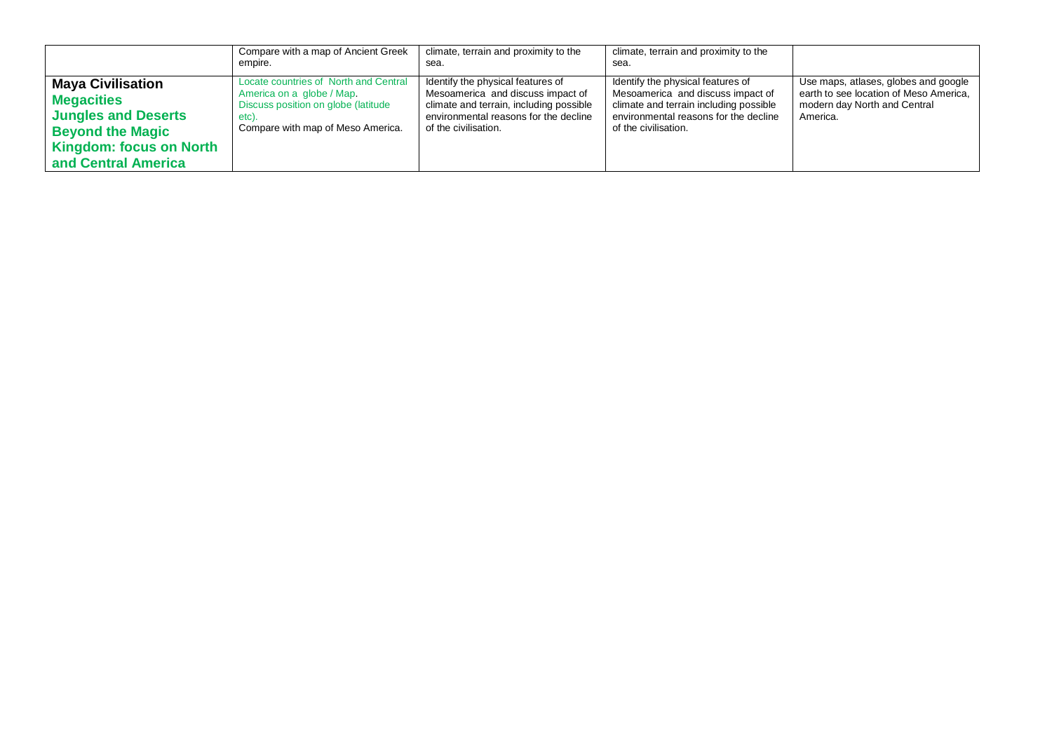| | | | | |
|---|---|---|---|---|
| | Compare with a map of Ancient Greek empire. | climate, terrain and proximity to the sea. | climate, terrain and proximity to the sea. | |
| **Maya Civilisation** **Megacities** **Jungles and Deserts** **Beyond the Magic Kingdom: focus on North and Central America** | Locate countries of North and Central America on a globe / Map. Discuss position on globe (latitude etc). Compare with map of Meso America. | Identify the physical features of Mesoamerica and discuss impact of climate and terrain, including possible environmental reasons for the decline of the civilisation. | Identify the physical features of Mesoamerica and discuss impact of climate and terrain including possible environmental reasons for the decline of the civilisation. | Use maps, atlases, globes and google earth to see location of Meso America, modern day North and Central America. |